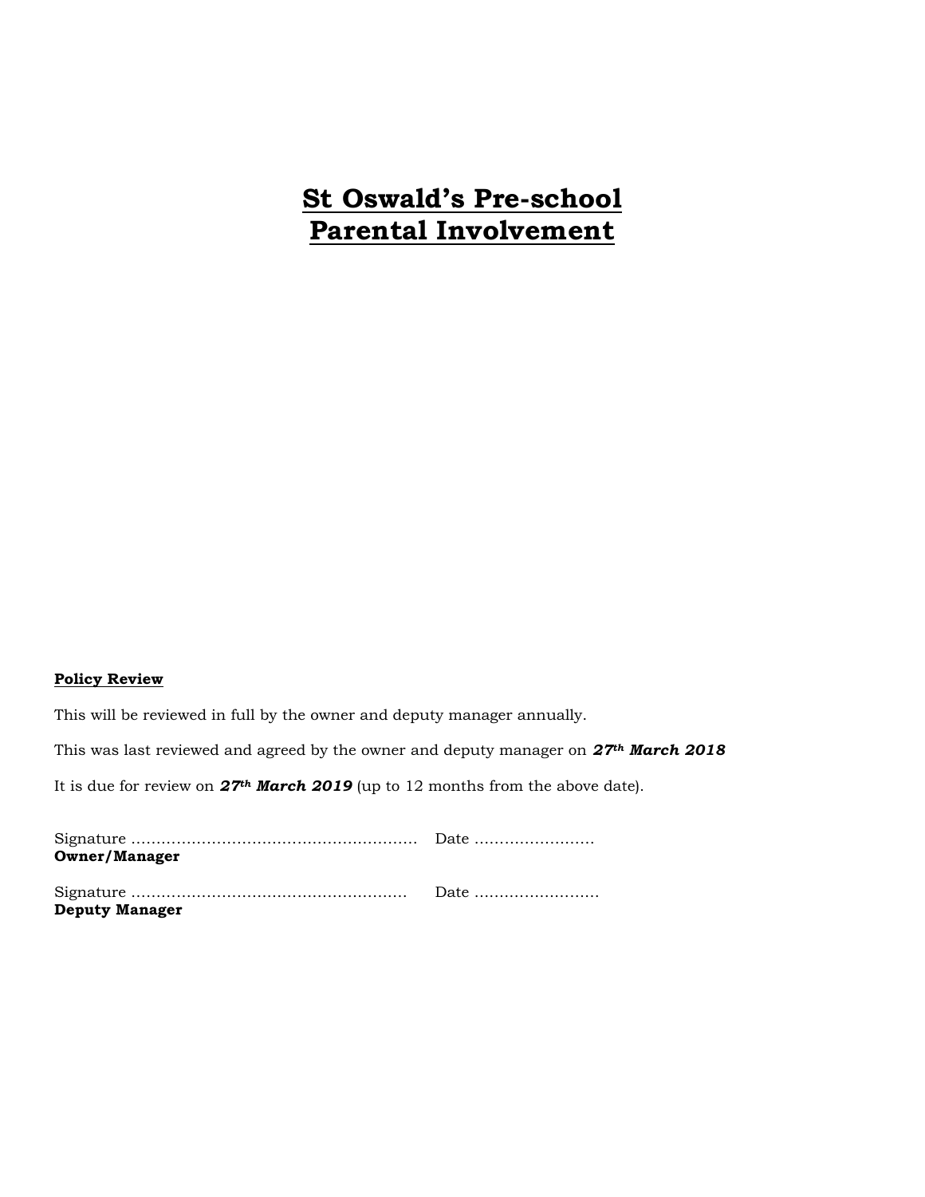# St Oswald's Pre-school
# Parental Involvement

**Policy Review**

This will be reviewed in full by the owner and deputy manager annually.

This was last reviewed and agreed by the owner and deputy manager on ***27th March 2018***

It is due for review on ***27th March 2019*** (up to 12 months from the above date).

Signature ………………………………………………… Date ……………………
**Owner/Manager**

Signature ……………………………………………… Date ……………………
**Deputy Manager**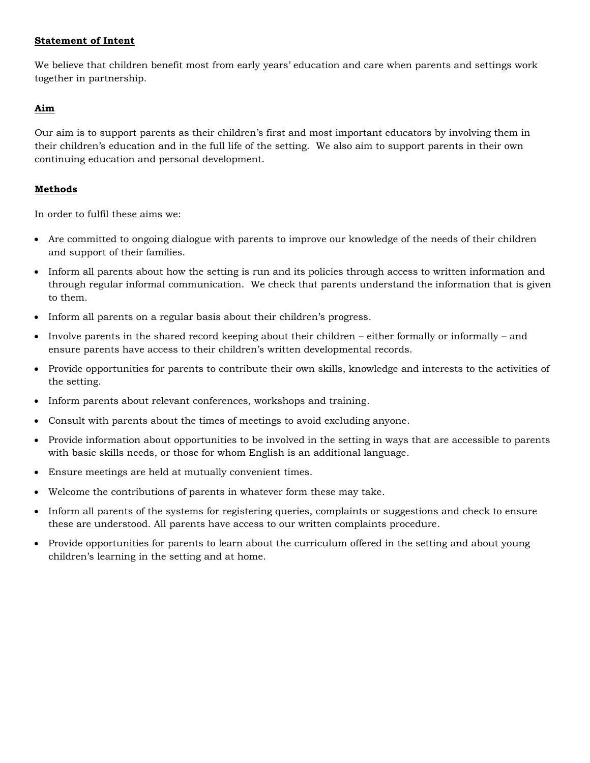**Statement of Intent**

We believe that children benefit most from early years' education and care when parents and settings work together in partnership.

**Aim**

Our aim is to support parents as their children's first and most important educators by involving them in their children's education and in the full life of the setting. We also aim to support parents in their own continuing education and personal development.

**Methods**

In order to fulfil these aims we:

- Are committed to ongoing dialogue with parents to improve our knowledge of the needs of their children and support of their families.
- Inform all parents about how the setting is run and its policies through access to written information and through regular informal communication. We check that parents understand the information that is given to them.
- Inform all parents on a regular basis about their children's progress.
- Involve parents in the shared record keeping about their children – either formally or informally – and ensure parents have access to their children's written developmental records.
- Provide opportunities for parents to contribute their own skills, knowledge and interests to the activities of the setting.
- Inform parents about relevant conferences, workshops and training.
- Consult with parents about the times of meetings to avoid excluding anyone.
- Provide information about opportunities to be involved in the setting in ways that are accessible to parents with basic skills needs, or those for whom English is an additional language.
- Ensure meetings are held at mutually convenient times.
- Welcome the contributions of parents in whatever form these may take.
- Inform all parents of the systems for registering queries, complaints or suggestions and check to ensure these are understood. All parents have access to our written complaints procedure.
- Provide opportunities for parents to learn about the curriculum offered in the setting and about young children's learning in the setting and at home.